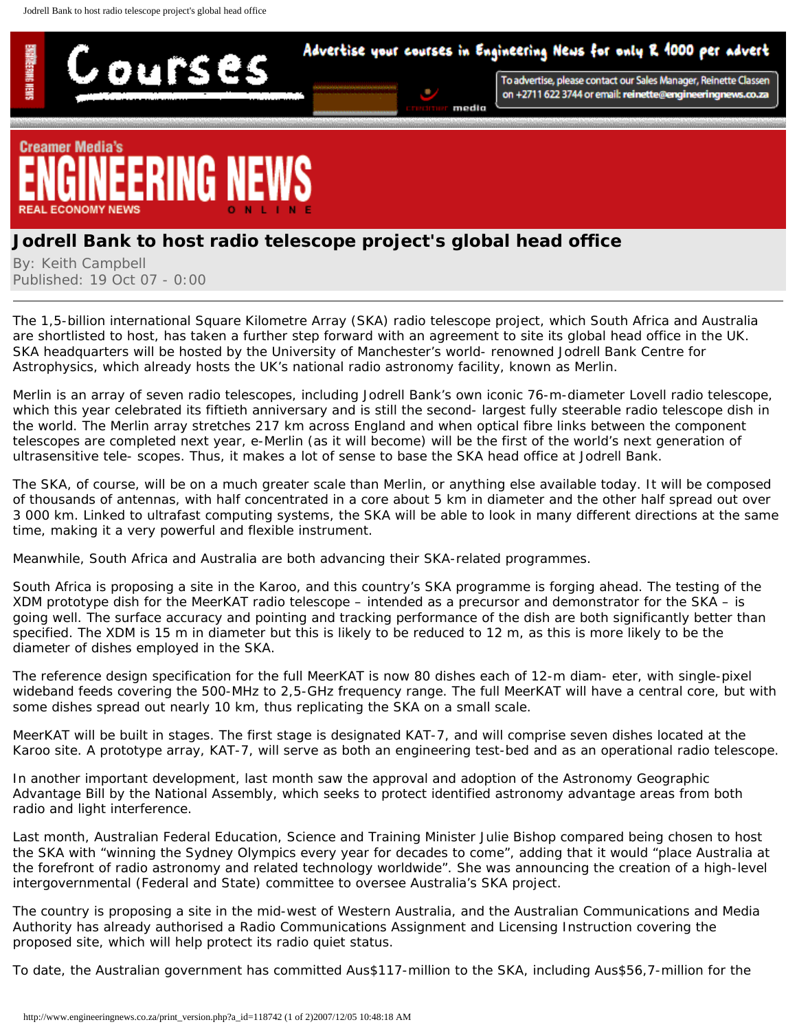# Jodrell Bank to host radio telescope project's global head office

By: Keith Campbell
Published: 19 Oct 07 - 0:00

The 1,5-billion international Square Kilometre Array (SKA) radio telescope project, which South Africa and Australia are shortlisted to host, has taken a further step forward with an agreement to site its global head office in the UK. SKA headquarters will be hosted by the University of Manchester's world- renowned Jodrell Bank Centre for Astrophysics, which already hosts the UK's national radio astronomy facility, known as Merlin.

Merlin is an array of seven radio telescopes, including Jodrell Bank's own iconic 76-m-diameter Lovell radio telescope, which this year celebrated its fiftieth anniversary and is still the second- largest fully steerable radio telescope dish in the world. The Merlin array stretches 217 km across England and when optical fibre links between the component telescopes are completed next year, e-Merlin (as it will become) will be the first of the world's next generation of ultrasensitive tele- scopes. Thus, it makes a lot of sense to base the SKA head office at Jodrell Bank.

The SKA, of course, will be on a much greater scale than Merlin, or anything else available today. It will be composed of thousands of antennas, with half concentrated in a core about 5 km in diameter and the other half spread out over 3 000 km. Linked to ultrafast computing systems, the SKA will be able to look in many different directions at the same time, making it a very powerful and flexible instrument.

Meanwhile, South Africa and Australia are both advancing their SKA-related programmes.

South Africa is proposing a site in the Karoo, and this country's SKA programme is forging ahead. The testing of the XDM prototype dish for the MeerKAT radio telescope – intended as a precursor and demonstrator for the SKA – is going well. The surface accuracy and pointing and tracking performance of the dish are both significantly better than specified. The XDM is 15 m in diameter but this is likely to be reduced to 12 m, as this is more likely to be the diameter of dishes employed in the SKA.

The reference design specification for the full MeerKAT is now 80 dishes each of 12-m diam- eter, with single-pixel wideband feeds covering the 500-MHz to 2,5-GHz frequency range. The full MeerKAT will have a central core, but with some dishes spread out nearly 10 km, thus replicating the SKA on a small scale.

MeerKAT will be built in stages. The first stage is designated KAT-7, and will comprise seven dishes located at the Karoo site. A prototype array, KAT-7, will serve as both an engineering test-bed and as an operational radio telescope.

In another important development, last month saw the approval and adoption of the Astronomy Geographic Advantage Bill by the National Assembly, which seeks to protect identified astronomy advantage areas from both radio and light interference.

Last month, Australian Federal Education, Science and Training Minister Julie Bishop compared being chosen to host the SKA with "winning the Sydney Olympics every year for decades to come", adding that it would "place Australia at the forefront of radio astronomy and related technology worldwide". She was announcing the creation of a high-level intergovernmental (Federal and State) committee to oversee Australia's SKA project.

The country is proposing a site in the mid-west of Western Australia, and the Australian Communications and Media Authority has already authorised a Radio Communications Assignment and Licensing Instruction covering the proposed site, which will help protect its radio quiet status.

To date, the Australian government has committed Aus$117-million to the SKA, including Aus$56,7-million for the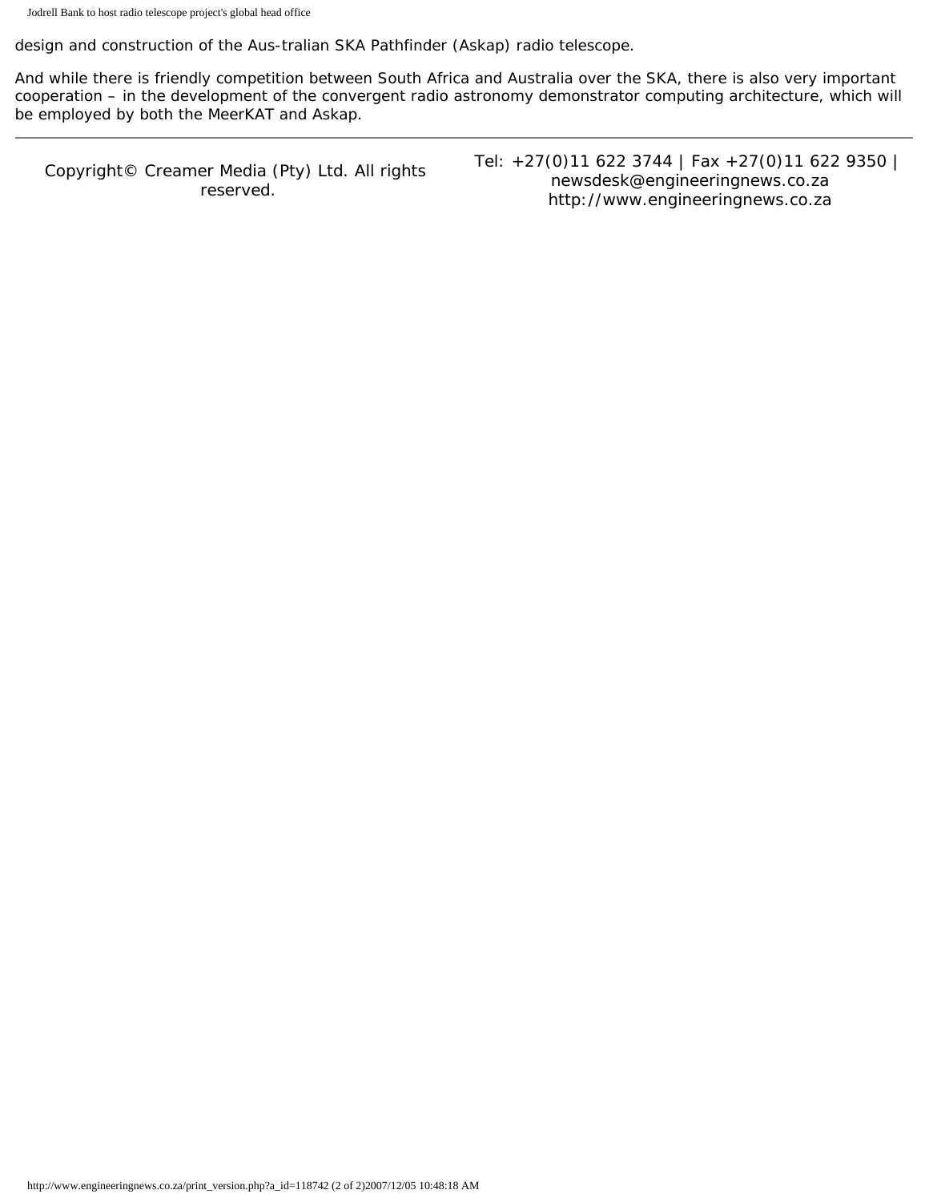design and construction of the Aus-tralian SKA Pathfinder (Askap) radio telescope.

And while there is friendly competition between South Africa and Australia over the SKA, there is also very important cooperation – in the development of the convergent radio astronomy demonstrator computing architecture, which will be employed by both the MeerKAT and Askap.

---

Copyright© Creamer Media (Pty) Ltd. All rights reserved.

Tel: +27(0)11 622 3744 | Fax +27(0)11 622 9350 | newsdesk@engineeringnews.co.za http://www.engineeringnews.co.za